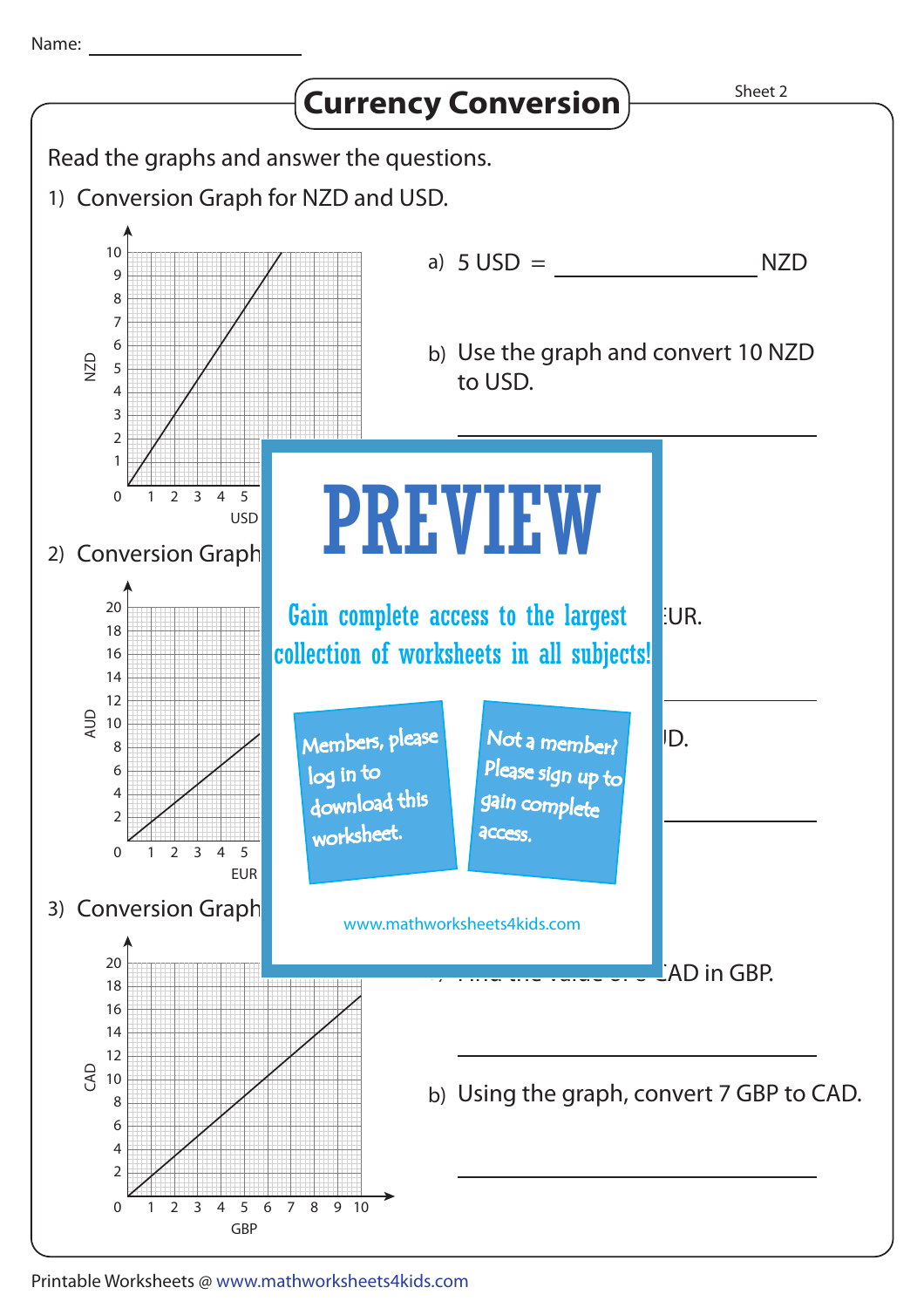Name: ____________________

# Currency Conversion

Sheet 2

Read the graphs and answer the questions.

1) Conversion Graph for NZD and USD.

a) 5 USD = ______________ NZD

b) Use the graph and convert 10 NZD to USD.

______________________________

2) Conversion Graph

EUR.

______________________________

D.

______________________________

3) Conversion Graph

AD in GBP.

______________________________

b) Using the graph, convert 7 GBP to CAD.

______________________________

PREVIEW

Gain complete access to the largest collection of worksheets in all subjects!

Members, please log in to download this worksheet.

Not a member? Please sign up to gain complete access.

www.mathworksheets4kids.com

Printable Worksheets @ www.mathworksheets4kids.com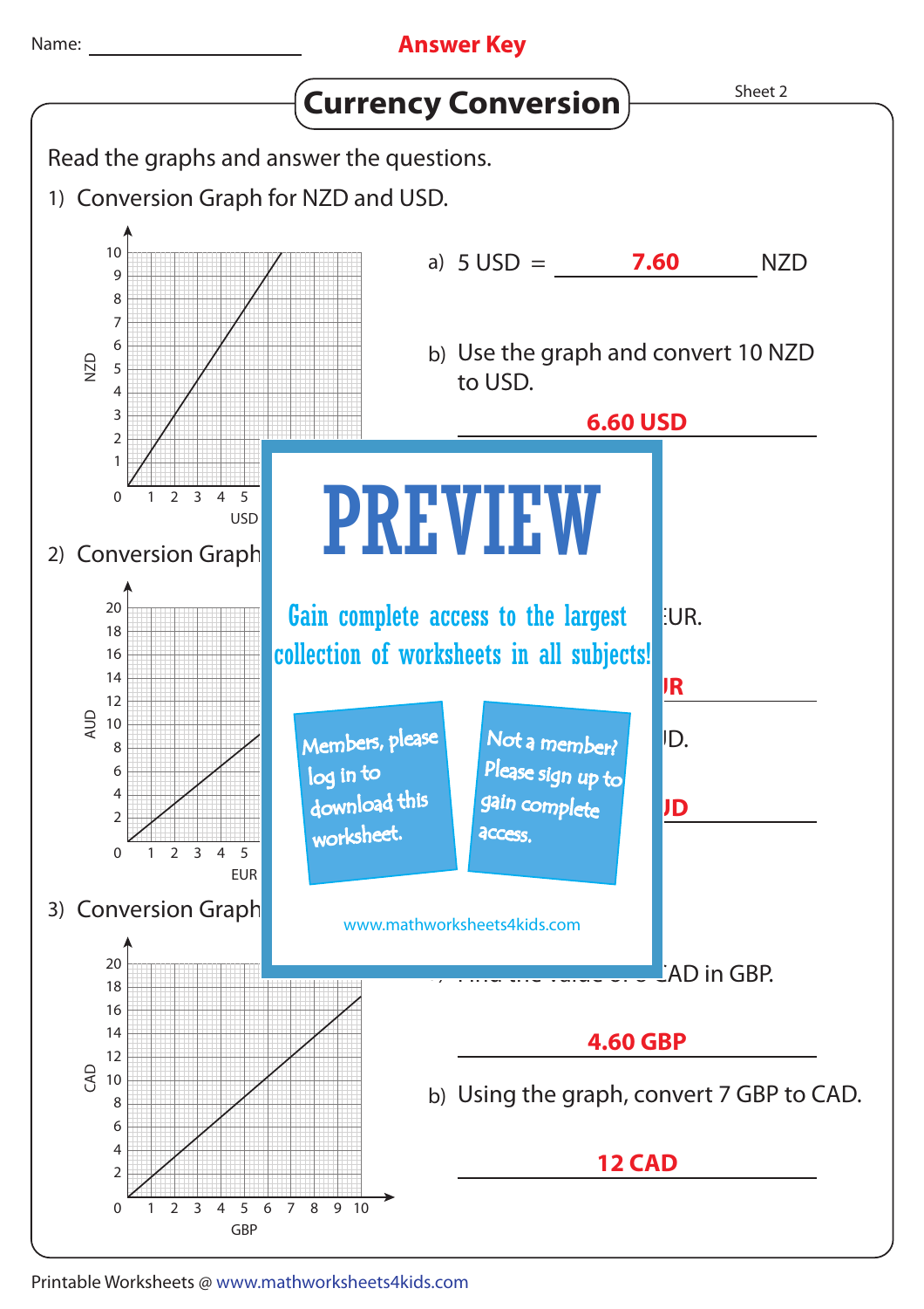Name: ____________________

**Answer Key**

# Currency Conversion

Sheet 2

Read the graphs and answer the questions.

1) Conversion Graph for NZD and USD.

10
9
8
7
6
5
4
3
2
1
0
NZD
1 2 3 4 5
USD

a) 5 USD = **7.60** NZD

b) Use the graph and convert 10 NZD to USD.

**6.60 USD**

2) Conversion Graph

20
18
16
14
12
10
8
6
4
2
0
AUD
1 2 3 4 5
EUR

EUR.

**R**

D.

**D**

3) Conversion Graph

20
18
16
14
12
10
8
6
4
2
0
CAD
1 2 3 4 5 6 7 8 9 10
GBP

AD in GBP.

**4.60 GBP**

b) Using the graph, convert 7 GBP to CAD.

**12 CAD**

PREVIEW

Gain complete access to the largest collection of worksheets in all subjects!

Members, please log in to download this worksheet.

Not a member? Please sign up to gain complete access.

www.mathworksheets4kids.com

Printable Worksheets @ www.mathworksheets4kids.com